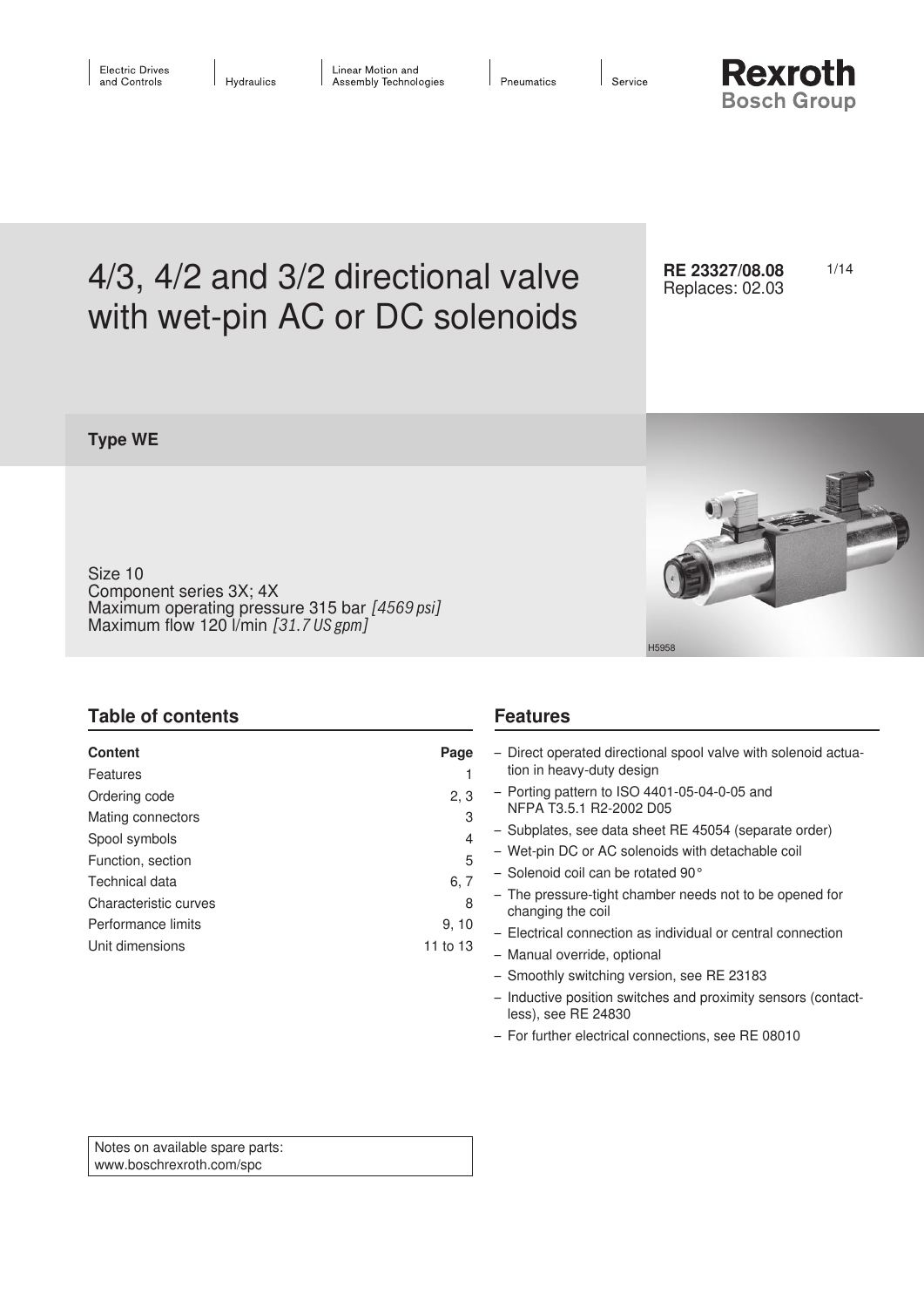Electric Drives and Controls | Hydraulics | Linear Motion and Assembly Technologies | Pneumatics | Service

**Rexroth**
**Bosch Group**

# 4/3, 4/2 and 3/2 directional valve with wet-pin AC or DC solenoids

**RE 23327/08.08**
Replaces: 02.03

**Type WE**

Size 10
Component series 3X; 4X
Maximum operating pressure 315 bar *[4569 psi]*
Maximum flow 120 l/min *[31.7 US gpm]*

H5958

## Table of contents

| Content | Page |
|---|---|
| Features | 1 |
| Ordering code | 2, 3 |
| Mating connectors | 3 |
| Spool symbols | 4 |
| Function, section | 5 |
| Technical data | 6, 7 |
| Characteristic curves | 8 |
| Performance limits | 9, 10 |
| Unit dimensions | 11 to 13 |

## Features

- Direct operated directional spool valve with solenoid actuation in heavy-duty design
- Porting pattern to ISO 4401-05-04-0-05 and NFPA T3.5.1 R2-2002 D05
- Subplates, see data sheet RE 45054 (separate order)
- Wet-pin DC or AC solenoids with detachable coil
- Solenoid coil can be rotated 90°
- The pressure-tight chamber needs not to be opened for changing the coil
- Electrical connection as individual or central connection
- Manual override, optional
- Smoothly switching version, see RE 23183
- Inductive position switches and proximity sensors (contactless), see RE 24830
- For further electrical connections, see RE 08010

Notes on available spare parts:
www.boschrexroth.com/spc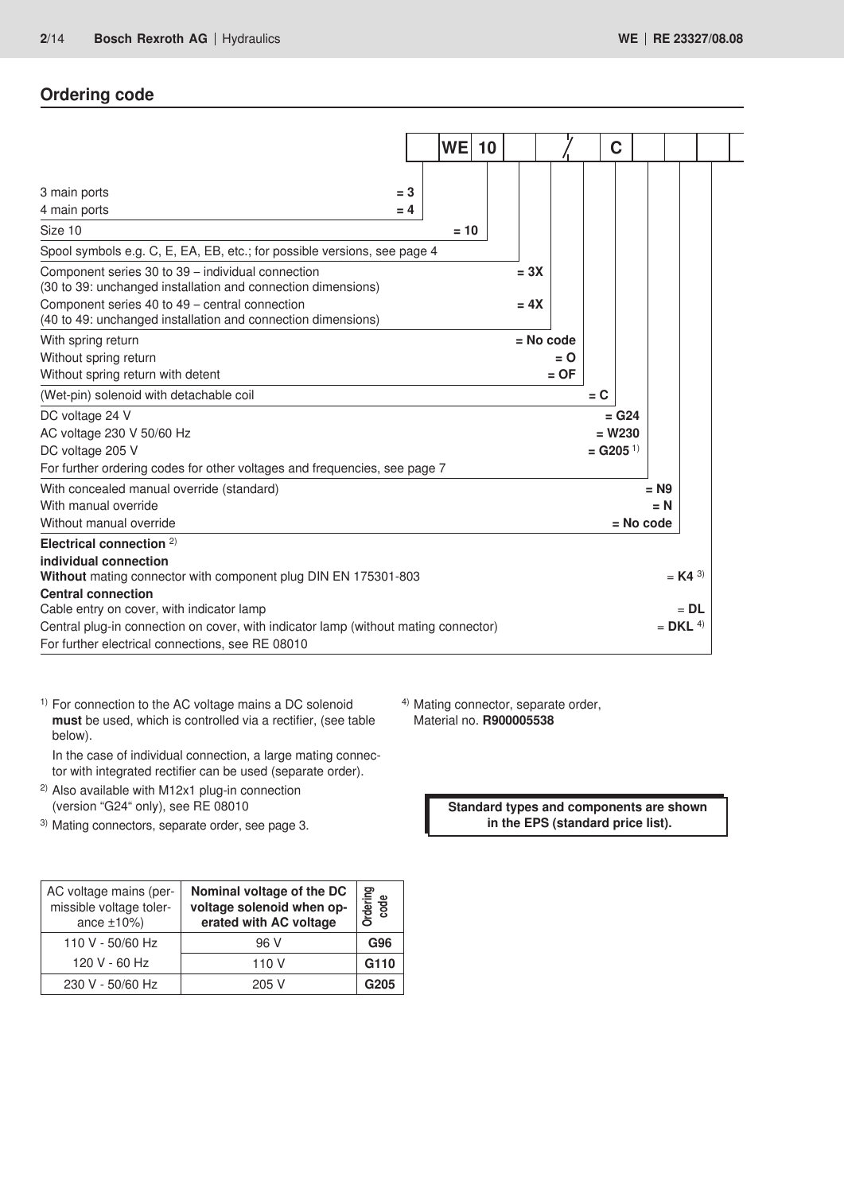## Ordering code

| | WE | 10 | | | / | | C | | | | |
|---|---|---|---|---|---|---|---|---|---|---|---|

| Description | Code |
|---|---|
| 3 main ports | = 3 |
| 4 main ports | = 4 |
| Size 10 | = 10 |
| Spool symbols e.g. C, E, EA, EB, etc.; for possible versions, see page 4 | |
| Component series 30 to 39 – individual connection (30 to 39: unchanged installation and connection dimensions) | = 3X |
| Component series 40 to 49 – central connection (40 to 49: unchanged installation and connection dimensions) | = 4X |
| With spring return | = No code |
| Without spring return | = O |
| Without spring return with detent | = OF |
| (Wet-pin) solenoid with detachable coil | = C |
| DC voltage 24 V | = G24 |
| AC voltage 230 V 50/60 Hz | = W230 |
| DC voltage 205 V | = G205 [1] |
| For further ordering codes for other voltages and frequencies, see page 7 | |
| With concealed manual override (standard) | = N9 |
| With manual override | = N |
| Without manual override | = No code |
| **Electrical connection** [2] | |
| **individual connection** | |
| **Without** mating connector with component plug DIN EN 175301-803 | = **K4** [3] |
| **Central connection** | |
| Cable entry on cover, with indicator lamp | = **DL** |
| Central plug-in connection on cover, with indicator lamp (without mating connector) | = **DKL** [4] |
| For further electrical connections, see RE 08010 | |

[1] For connection to the AC voltage mains a DC solenoid **must** be used, which is controlled via a rectifier, (see table below).

In the case of individual connection, a large mating connector with integrated rectifier can be used (separate order).

[2] Also available with M12x1 plug-in connection (version "G24" only), see RE 08010

[3] Mating connectors, separate order, see page 3.

[4] Mating connector, separate order, Material no. **R900005538**

**Standard types and components are shown in the EPS (standard price list).**

| AC voltage mains (permissible voltage tolerance ±10%) | Nominal voltage of the DC voltage solenoid when operated with AC voltage | Ordering code |
|---|---|---|
| 110 V - 50/60 Hz | 96 V | **G96** |
| 120 V - 60 Hz | 110 V | **G110** |
| 230 V - 50/60 Hz | 205 V | **G205** |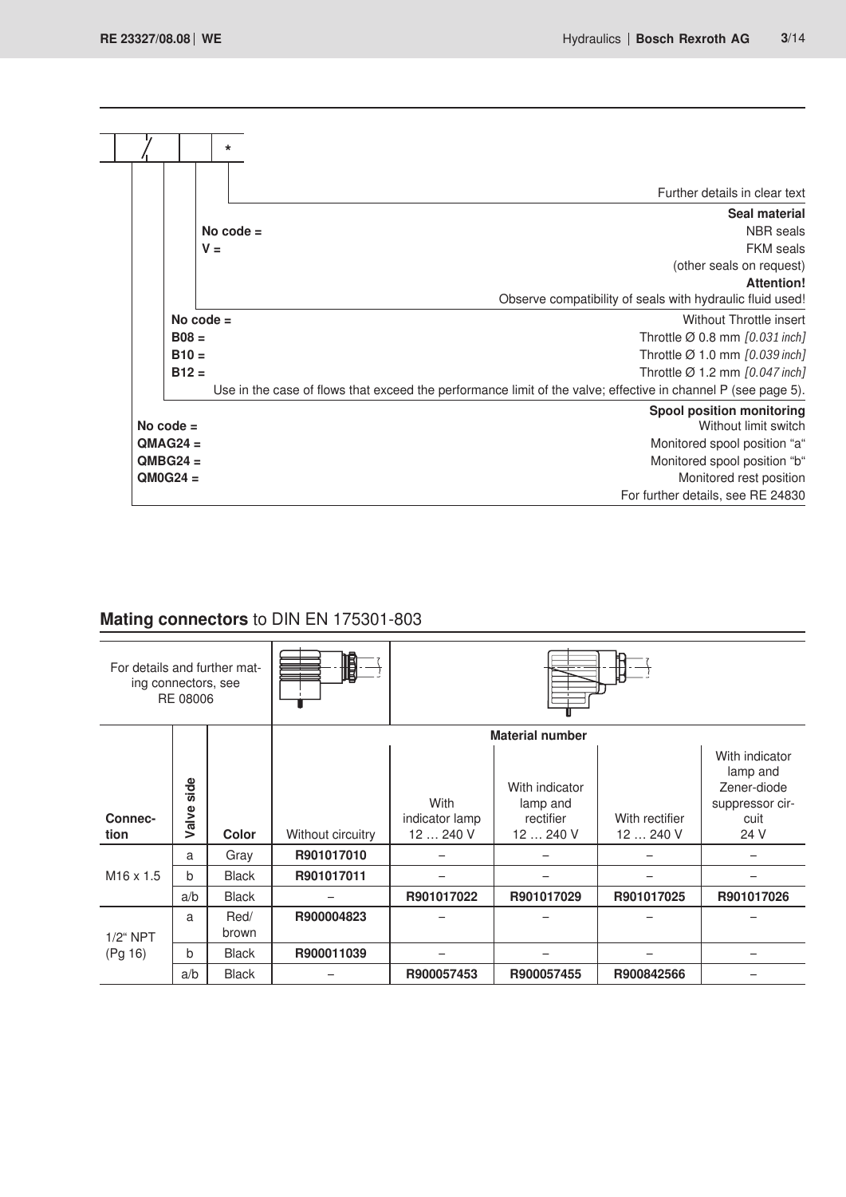| | / | | * |
|---|---|---|---|

Further details in clear text

**Seal material**

**No code =** NBR seals
**V =** FKM seals
(other seals on request)

**Attention!**
Observe compatibility of seals with hydraulic fluid used!

**No code =** Without Throttle insert
**B08 =** Throttle Ø 0.8 mm *[0.031 inch]*
**B10 =** Throttle Ø 1.0 mm *[0.039 inch]*
**B12 =** Throttle Ø 1.2 mm *[0.047 inch]*
Use in the case of flows that exceed the performance limit of the valve; effective in channel P (see page 5).

**Spool position monitoring**

**No code =** Without limit switch
**QMAG24 =** Monitored spool position "a"
**QMBG24 =** Monitored spool position "b"
**QM0G24 =** Monitored rest position
For further details, see RE 24830

## **Mating connectors** to DIN EN 175301-803

For details and further mating connectors, see RE 08006

| Connection | Valve side | Color | Material number: Without circuitry | Material number: With indicator lamp 12 … 240 V | Material number: With indicator lamp and rectifier 12 … 240 V | Material number: With rectifier 12 … 240 V | Material number: With indicator lamp and Zener-diode suppressor circuit 24 V |
|---|---|---|---|---|---|---|---|
| M16 x 1.5 | a | Gray | **R901017010** | – | – | – | – |
| | b | Black | **R901017011** | – | – | – | – |
| | a/b | Black | – | **R901017022** | **R901017029** | **R901017025** | **R901017026** |
| 1/2" NPT (Pg 16) | a | Red/brown | **R900004823** | – | – | – | – |
| | b | Black | **R900011039** | – | – | – | – |
| | a/b | Black | – | **R900057453** | **R900057455** | **R900842566** | – |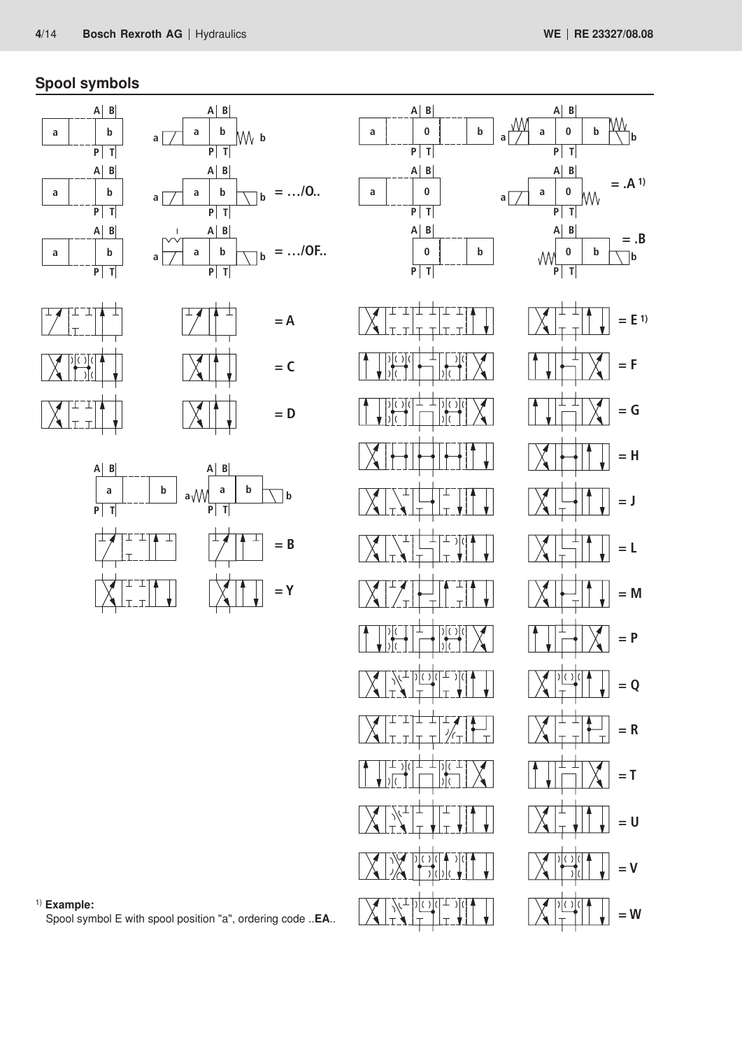## Spool symbols

= …/O..

= …/OF..

= .A [1)]

= .B

= A

= C

= D

= B

= Y

= E [1)]

= F

= G

= H

= J

= L

= M

= P

= Q

= R

= T

= U

= V

= W

[1)] **Example:**
Spool symbol E with spool position "a", ordering code ..**EA**..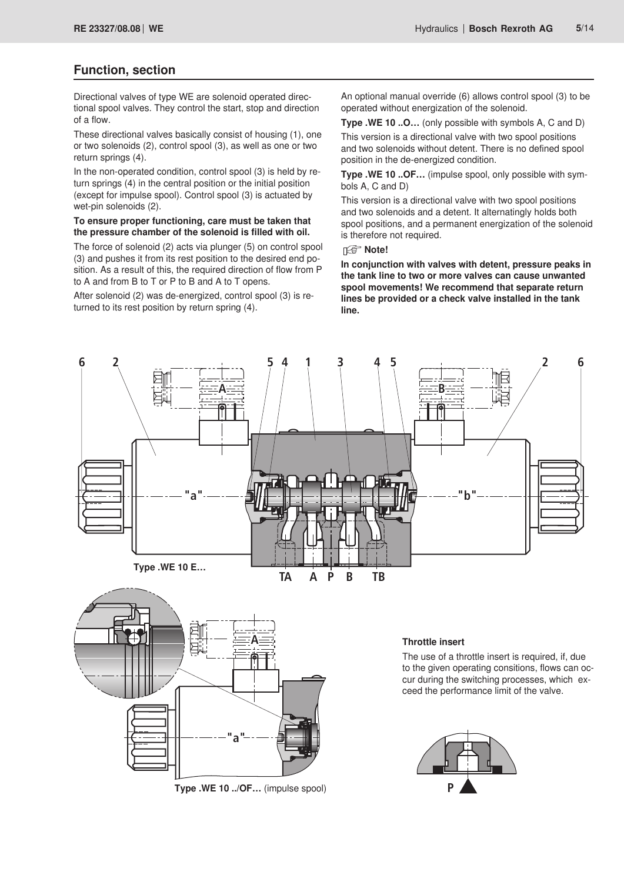## Function, section

Directional valves of type WE are solenoid operated directional spool valves. They control the start, stop and direction of a flow.

These directional valves basically consist of housing (1), one or two solenoids (2), control spool (3), as well as one or two return springs (4).

In the non-operated condition, control spool (3) is held by return springs (4) in the central position or the initial position (except for impulse spool). Control spool (3) is actuated by wet-pin solenoids (2).

**To ensure proper functioning, care must be taken that the pressure chamber of the solenoid is filled with oil.**

The force of solenoid (2) acts via plunger (5) on control spool (3) and pushes it from its rest position to the desired end position. As a result of this, the required direction of flow from P to A and from B to T or P to B and A to T opens.

After solenoid (2) was de-energized, control spool (3) is returned to its rest position by return spring (4).

An optional manual override (6) allows control spool (3) to be operated without energization of the solenoid.

**Type .WE 10 ..O…** (only possible with symbols A, C and D)

This version is a directional valve with two spool positions and two solenoids without detent. There is no defined spool position in the de-energized condition.

**Type .WE 10 ..OF…** (impulse spool, only possible with symbols A, C and D)

This version is a directional valve with two spool positions and two solenoids and a detent. It alternatingly holds both spool positions, and a permanent energization of the solenoid is therefore not required.

**Note!**

**In conjunction with valves with detent, pressure peaks in the tank line to two or more valves can cause unwanted spool movements! We recommend that separate return lines be provided or a check valve installed in the tank line.**

6 2 5 4 1 3 4 5 2 6

A B "a" "b"

TA A P B TB

**Type .WE 10 E…**

**Type .WE 10 ../OF…** (impulse spool)

**Throttle insert**

The use of a throttle insert is required, if, due to the given operating consitions, flows can occur during the switching processes, which exceed the performance limit of the valve.

P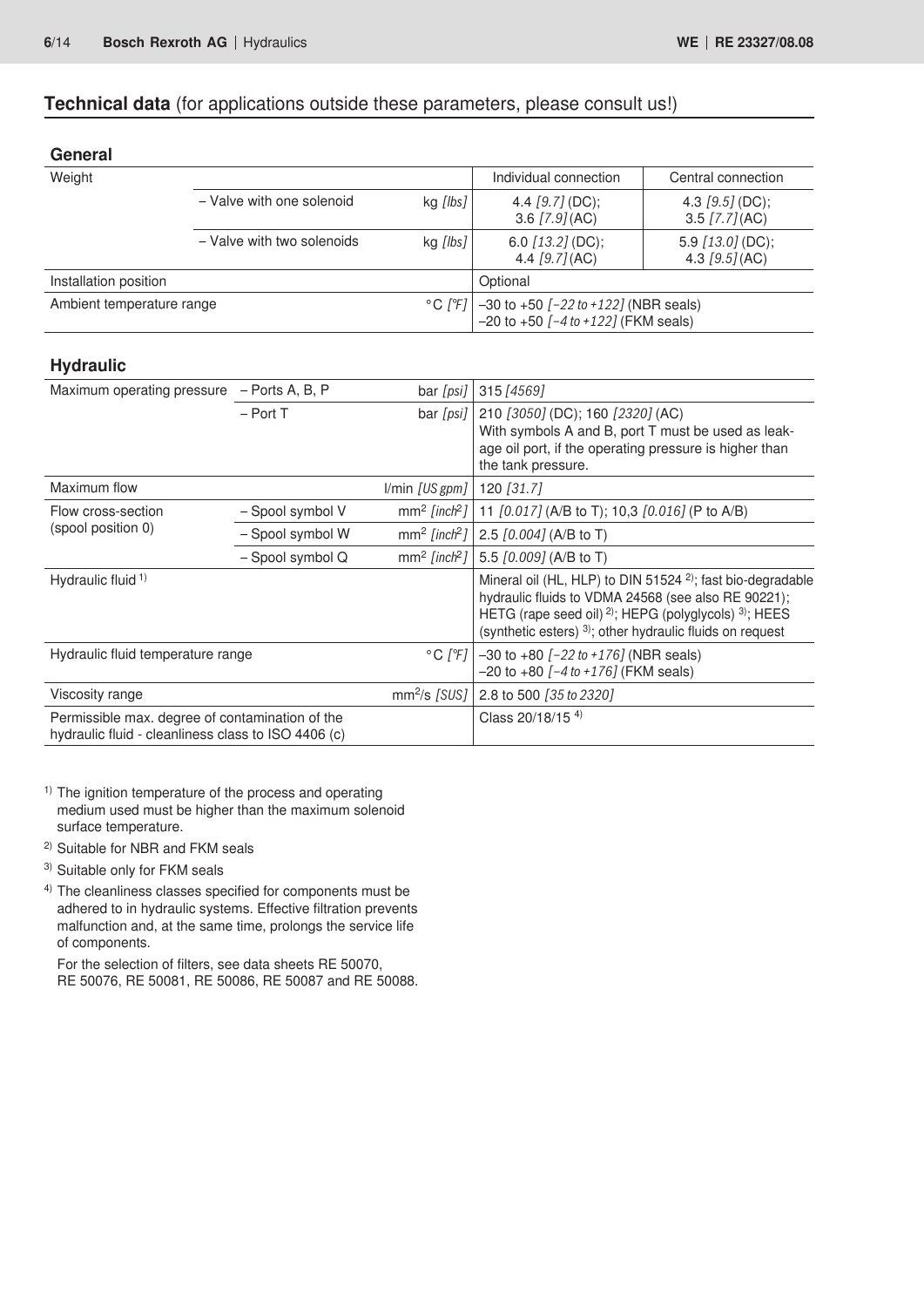## Technical data (for applications outside these parameters, please consult us!)

### General

| Weight | | | Individual connection | Central connection |
|---|---|---|---|---|
| | – Valve with one solenoid | kg *[lbs]* | 4.4 *[9.7]* (DC); 3.6 *[7.9]* (AC) | 4.3 *[9.5]* (DC); 3.5 *[7.7]* (AC) |
| | – Valve with two solenoids | kg *[lbs]* | 6.0 *[13.2]* (DC); 4.4 *[9.7]* (AC) | 5.9 *[13.0]* (DC); 4.3 *[9.5]* (AC) |
| Installation position | | | Optional | |
| Ambient temperature range | | °C *[°F]* | –30 to +50 *[–22 to +122]* (NBR seals) –20 to +50 *[–4 to +122]* (FKM seals) | |

### Hydraulic

| Parameter | | Unit | Value |
|---|---|---|---|
| Maximum operating pressure | – Ports A, B, P | bar *[psi]* | 315 *[4569]* |
| | – Port T | bar *[psi]* | 210 *[3050]* (DC); 160 *[2320]* (AC) With symbols A and B, port T must be used as leakage oil port, if the operating pressure is higher than the tank pressure. |
| Maximum flow | | l/min *[US gpm]* | 120 *[31.7]* |
| Flow cross-section (spool position 0) | – Spool symbol V | $mm^2$ *[$inch^2$]* | 11 *[0.017]* (A/B to T); 10,3 *[0.016]* (P to A/B) |
| | – Spool symbol W | $mm^2$ *[$inch^2$]* | 2.5 *[0.004]* (A/B to T) |
| | – Spool symbol Q | $mm^2$ *[$inch^2$]* | 5.5 *[0.009]* (A/B to T) |
| Hydraulic fluid [1] | | | Mineral oil (HL, HLP) to DIN 51524 [2]; fast bio-degradable hydraulic fluids to VDMA 24568 (see also RE 90221); HETG (rape seed oil) [2]; HEPG (polyglycols) [3]; HEES (synthetic esters) [3]; other hydraulic fluids on request |
| Hydraulic fluid temperature range | | °C *[°F]* | –30 to +80 *[–22 to +176]* (NBR seals) –20 to +80 *[–4 to +176]* (FKM seals) |
| Viscosity range | | $mm^2/s$ *[SUS]* | 2.8 to 500 *[35 to 2320]* |
| Permissible max. degree of contamination of the hydraulic fluid - cleanliness class to ISO 4406 (c) | | | Class 20/18/15 [4] |

[1] The ignition temperature of the process and operating medium used must be higher than the maximum solenoid surface temperature.

[2] Suitable for NBR and FKM seals

[3] Suitable only for FKM seals

[4] The cleanliness classes specified for components must be adhered to in hydraulic systems. Effective filtration prevents malfunction and, at the same time, prolongs the service life of components.

For the selection of filters, see data sheets RE 50070, RE 50076, RE 50081, RE 50086, RE 50087 and RE 50088.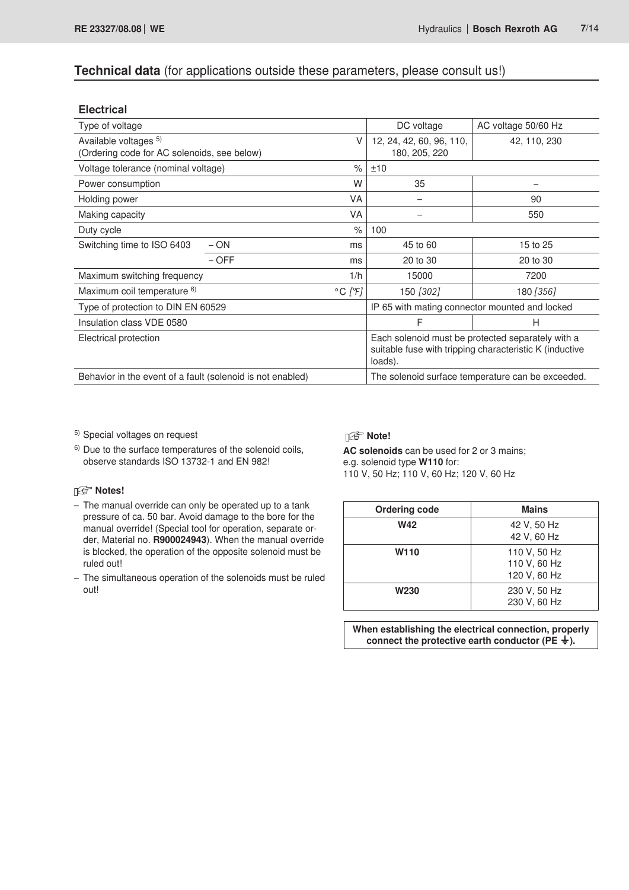## **Technical data** (for applications outside these parameters, please consult us!)

### Electrical

| Type of voltage | | | DC voltage | AC voltage 50/60 Hz |
|---|---|---|---|---|
| Available voltages [5]<br>(Ordering code for AC solenoids, see below) | | V | 12, 24, 42, 60, 96, 110, 180, 205, 220 | 42, 110, 230 |
| Voltage tolerance (nominal voltage) | | % | ±10 | |
| Power consumption | | W | 35 | – |
| Holding power | | VA | – | 90 |
| Making capacity | | VA | – | 550 |
| Duty cycle | | % | 100 | |
| Switching time to ISO 6403 | – ON | ms | 45 to 60 | 15 to 25 |
| | – OFF | ms | 20 to 30 | 20 to 30 |
| Maximum switching frequency | | 1/h | 15000 | 7200 |
| Maximum coil temperature [6] | | °C *[°F]* | 150 *[302]* | 180 *[356]* |
| Type of protection to DIN EN 60529 | | | IP 65 with mating connector mounted and locked | |
| Insulation class VDE 0580 | | | F | H |
| Electrical protection | | | Each solenoid must be protected separately with a suitable fuse with tripping characteristic K (inductive loads). | |
| Behavior in the event of a fault (solenoid is not enabled) | | | The solenoid surface temperature can be exceeded. | |

[5] Special voltages on request

[6] Due to the surface temperatures of the solenoid coils, observe standards ISO 13732-1 and EN 982!

**Notes!**

- The manual override can only be operated up to a tank pressure of ca. 50 bar. Avoid damage to the bore for the manual override! (Special tool for operation, separate order, Material no. **R900024943**). When the manual override is blocked, the operation of the opposite solenoid must be ruled out!
- The simultaneous operation of the solenoids must be ruled out!

**Note!**

**AC solenoids** can be used for 2 or 3 mains;
e.g. solenoid type **W110** for:
110 V, 50 Hz; 110 V, 60 Hz; 120 V, 60 Hz

| Ordering code | Mains |
|---|---|
| **W42** | 42 V, 50 Hz<br>42 V, 60 Hz |
| **W110** | 110 V, 50 Hz<br>110 V, 60 Hz<br>120 V, 60 Hz |
| **W230** | 230 V, 50 Hz<br>230 V, 60 Hz |

**When establishing the electrical connection, properly connect the protective earth conductor (PE ⏚).**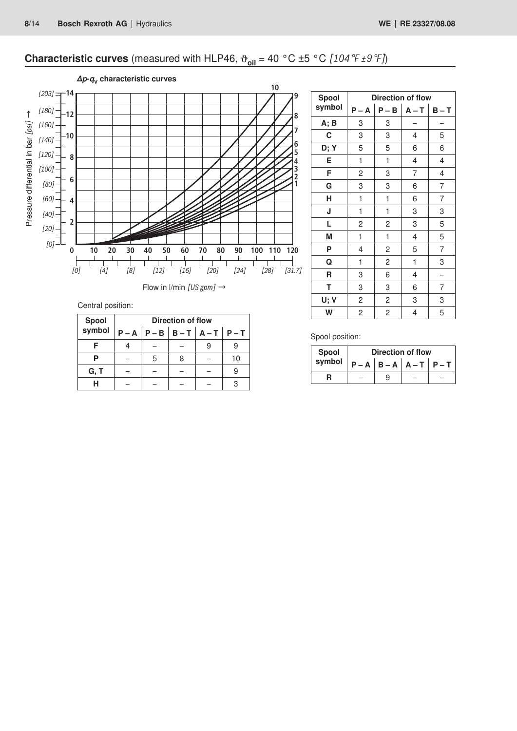## **Characteristic curves** (measured with HLP46, $\vartheta_{oil}$ = 40 °C ±5 °C *[104 °F ±9 °F]*)

***Δp-$q_V$* characteristic curves**

Pressure differential in bar *[psi]* →

Flow in l/min *[US gpm]* →

Central position:

| Spool symbol | Direction of flow | | | | |
|---|---|---|---|---|---|
| | P – A | P – B | B – T | A – T | P – T |
| F | 4 | – | – | 9 | 9 |
| P | – | 5 | 8 | – | 10 |
| G, T | – | – | – | – | 9 |
| H | – | – | – | – | 3 |

| Spool symbol | Direction of flow | | | |
|---|---|---|---|---|
| | P – A | P – B | A – T | B – T |
| A; B | 3 | 3 | – | – |
| C | 3 | 3 | 4 | 5 |
| D; Y | 5 | 5 | 6 | 6 |
| E | 1 | 1 | 4 | 4 |
| F | 2 | 3 | 7 | 4 |
| G | 3 | 3 | 6 | 7 |
| H | 1 | 1 | 6 | 7 |
| J | 1 | 1 | 3 | 3 |
| L | 2 | 2 | 3 | 5 |
| M | 1 | 1 | 4 | 5 |
| P | 4 | 2 | 5 | 7 |
| Q | 1 | 2 | 1 | 3 |
| R | 3 | 6 | 4 | – |
| T | 3 | 3 | 6 | 7 |
| U; V | 2 | 2 | 3 | 3 |
| W | 2 | 2 | 4 | 5 |

Spool position:

| Spool symbol | Direction of flow | | | |
|---|---|---|---|---|
| | P – A | B – A | A – T | P – T |
| R | – | 9 | – | – |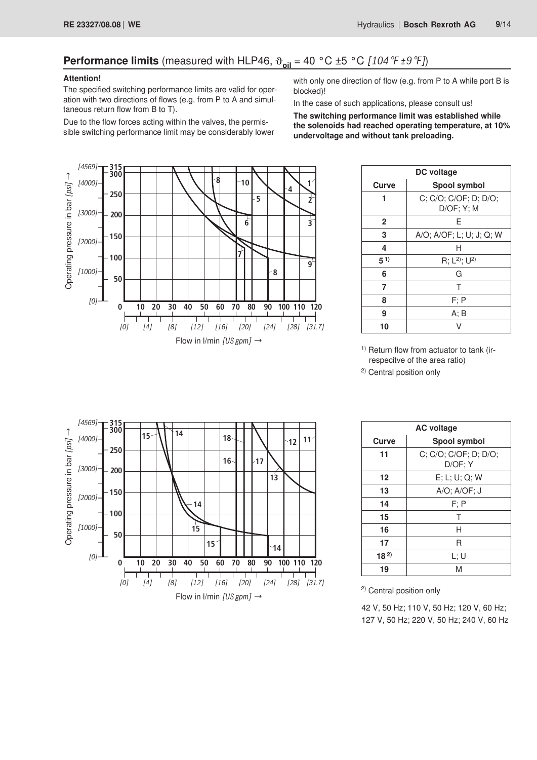## Performance limits (measured with HLP46, $\vartheta_{oil}$ = 40 °C ±5 °C *[104 °F ±9 °F]*)

**Attention!**

The specified switching performance limits are valid for operation with two directions of flows (e.g. from P to A and simultaneous return flow from B to T).

Due to the flow forces acting within the valves, the permissible switching performance limit may be considerably lower with only one direction of flow (e.g. from P to A while port B is blocked)!

In the case of such applications, please consult us!

**The switching performance limit was established while the solenoids had reached operating temperature, at 10% undervoltage and without tank preloading.**

| DC voltage | |
|---|---|
| **Curve** | **Spool symbol** |
| 1 | C; C/O; C/OF; D; D/O; D/OF; Y; M |
| 2 | E |
| 3 | A/O; A/OF; L; U; J; Q; W |
| 4 | H |
| 5 [1] | R; L[2]; U[2] |
| 6 | G |
| 7 | T |
| 8 | F; P |
| 9 | A; B |
| 10 | V |

[1] Return flow from actuator to tank (irrespecitve of the area ratio)

[2] Central position only

| AC voltage | |
|---|---|
| **Curve** | **Spool symbol** |
| 11 | C; C/O; C/OF; D; D/O; D/OF; Y |
| 12 | E; L; U; Q; W |
| 13 | A/O; A/OF; J |
| 14 | F; P |
| 15 | T |
| 16 | H |
| 17 | R |
| 18 [2] | L; U |
| 19 | M |

[2] Central position only

42 V, 50 Hz; 110 V, 50 Hz; 120 V, 60 Hz; 127 V, 50 Hz; 220 V, 50 Hz; 240 V, 60 Hz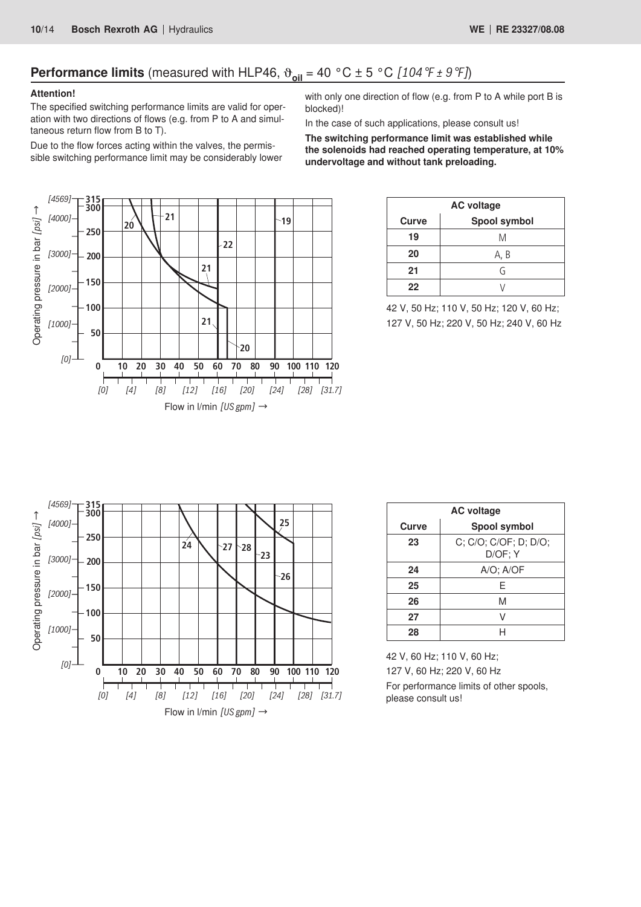## Performance limits (measured with HLP46, $\vartheta_{oil}$ = 40 °C ± 5 °C *[104 °F ± 9 °F]*)

**Attention!**

The specified switching performance limits are valid for operation with two directions of flows (e.g. from P to A and simultaneous return flow from B to T).

Due to the flow forces acting within the valves, the permissible switching performance limit may be considerably lower with only one direction of flow (e.g. from P to A while port B is blocked)!

In the case of such applications, please consult us!

**The switching performance limit was established while the solenoids had reached operating temperature, at 10% undervoltage and without tank preloading.**

| AC voltage | |
|---|---|
| **Curve** | **Spool symbol** |
| **19** | M |
| **20** | A, B |
| **21** | G |
| **22** | V |

42 V, 50 Hz; 110 V, 50 Hz; 120 V, 60 Hz; 127 V, 50 Hz; 220 V, 50 Hz; 240 V, 60 Hz

| AC voltage | |
|---|---|
| **Curve** | **Spool symbol** |
| **23** | C; C/O; C/OF; D; D/O; D/OF; Y |
| **24** | A/O; A/OF |
| **25** | E |
| **26** | M |
| **27** | V |
| **28** | H |

42 V, 60 Hz; 110 V, 60 Hz; 127 V, 60 Hz; 220 V, 60 Hz

For performance limits of other spools, please consult us!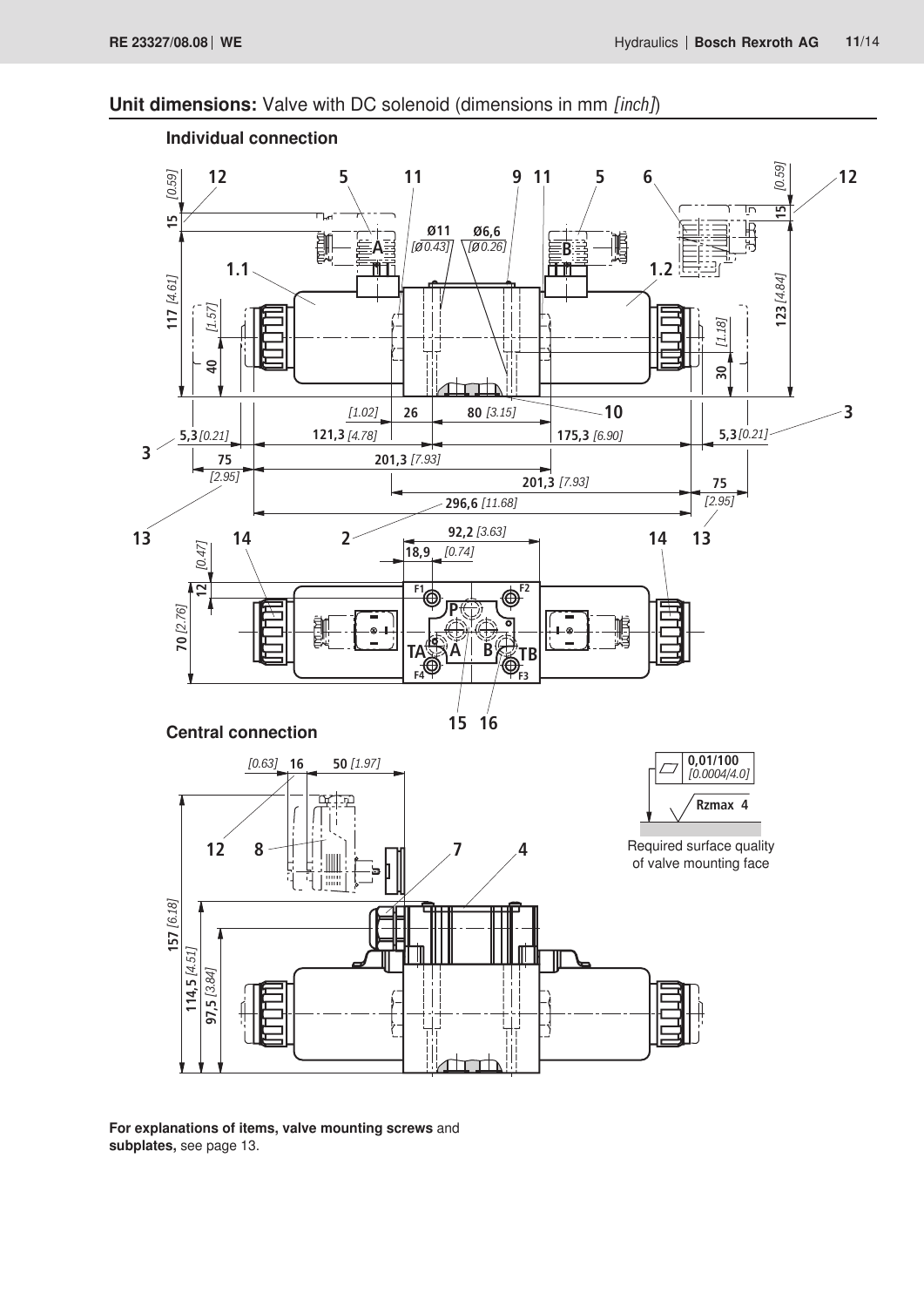## Unit dimensions: Valve with DC solenoid (dimensions in mm *[inch]*)

### Individual connection

### Central connection

Required surface quality of valve mounting face

**For explanations of items, valve mounting screws** and **subplates,** see page 13.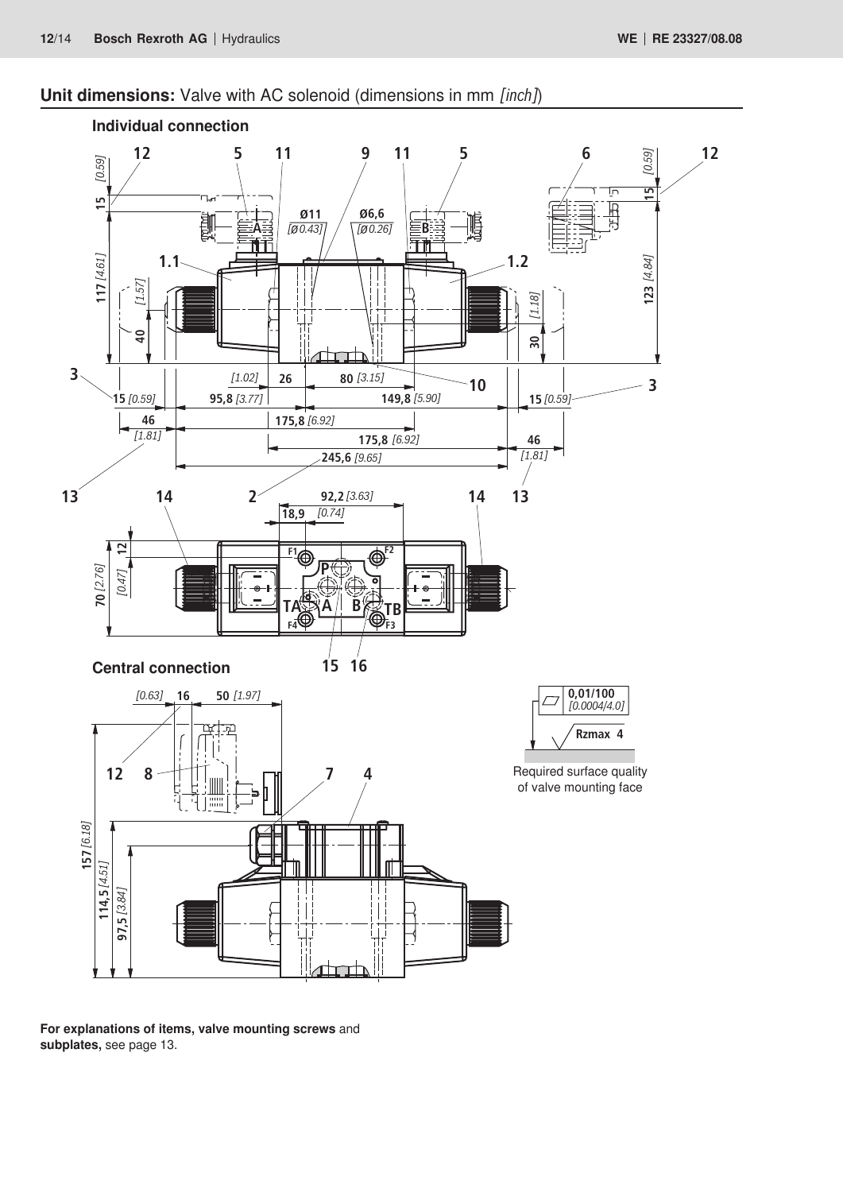## Unit dimensions: Valve with AC solenoid (dimensions in mm [inch])

**Individual connection**

**Central connection**

Required surface quality of valve mounting face

0,01/100 [0.0004/4.0]

Rzmax 4

**For explanations of items, valve mounting screws** and **subplates,** see page 13.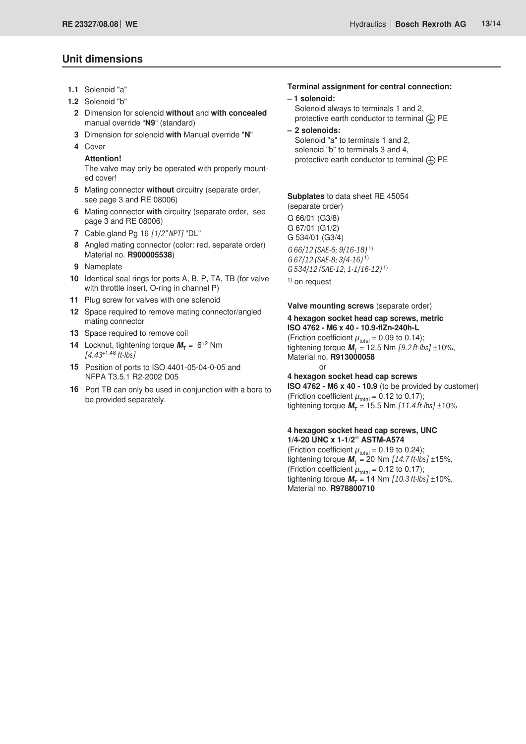## Unit dimensions

**1.1** Solenoid "a"

**1.2** Solenoid "b"

**2** Dimension for solenoid **without** and **with concealed** manual override "**N9**" (standard)

**3** Dimension for solenoid **with** Manual override "**N**"

**4** Cover

**Attention!**

The valve may only be operated with properly mounted cover!

**5** Mating connector **without** circuitry (separate order, see page 3 and RE 08006)

**6** Mating connector **with** circuitry (separate order, see page 3 and RE 08006)

**7** Cable gland Pg 16 *[1/2" NPT]* "DL"

**8** Angled mating connector (color: red, separate order) Material no. **R900005538**)

**9** Nameplate

**10** Identical seal rings for ports A, B, P, TA, TB (for valve with throttle insert, O-ring in channel P)

**11** Plug screw for valves with one solenoid

**12** Space required to remove mating connector/angled mating connector

**13** Space required to remove coil

**14** Locknut, tightening torque $M_T = 6^{+2}$ Nm *[4.43$^{+1.48}$ ft-lbs]*

**15** Position of ports to ISO 4401-05-04-0-05 and NFPA T3.5.1 R2-2002 D05

**16** Port TB can only be used in conjunction with a bore to be provided separately.

**Terminal assignment for central connection:**

**– 1 solenoid:**
Solenoid always to terminals 1 and 2, protective earth conductor to terminal ⏚ PE

**– 2 solenoids:**
Solenoid "a" to terminals 1 and 2, solenoid "b" to terminals 3 and 4, protective earth conductor to terminal ⏚ PE

**Subplates** to data sheet RE 45054 (separate order)

G 66/01 (G3/8)
G 67/01 (G1/2)
G 534/01 (G3/4)
*G 66/12 (SAE-6; 9/16-18)* [1)]
*G 67/12 (SAE-8; 3/4-16)* [1)]
*G 534/12 (SAE-12; 1-1/16-12)* [1)]

[1)] on request

**Valve mounting screws** (separate order)

**4 hexagon socket head cap screws, metric**
**ISO 4762 - M6 x 40 - 10.9-flZn-240h-L**
(Friction coefficient $\mu_{total}$ = 0.09 to 0.14);
tightening torque $M_T$ = 12.5 Nm *[9.2 ft-lbs]* ±10%,
Material no. **R913000058**

or

**4 hexagon socket head cap screws**
**ISO 4762 - M6 x 40 - 10.9** (to be provided by customer)
(Friction coefficient $\mu_{total}$ = 0.12 to 0.17);
tightening torque $M_T$ = 15.5 Nm *[11.4 ft-lbs]* ±10%

**4 hexagon socket head cap screws, UNC**
**1/4-20 UNC x 1-1/2" ASTM-A574**
(Friction coefficient $\mu_{total}$ = 0.19 to 0.24);
tightening torque $M_T$ = 20 Nm *[14.7 ft-lbs]* ±15%,
(Friction coefficient $\mu_{total}$ = 0.12 to 0.17);
tightening torque $M_T$ = 14 Nm *[10.3 ft-lbs]* ±10%,
Material no. **R978800710**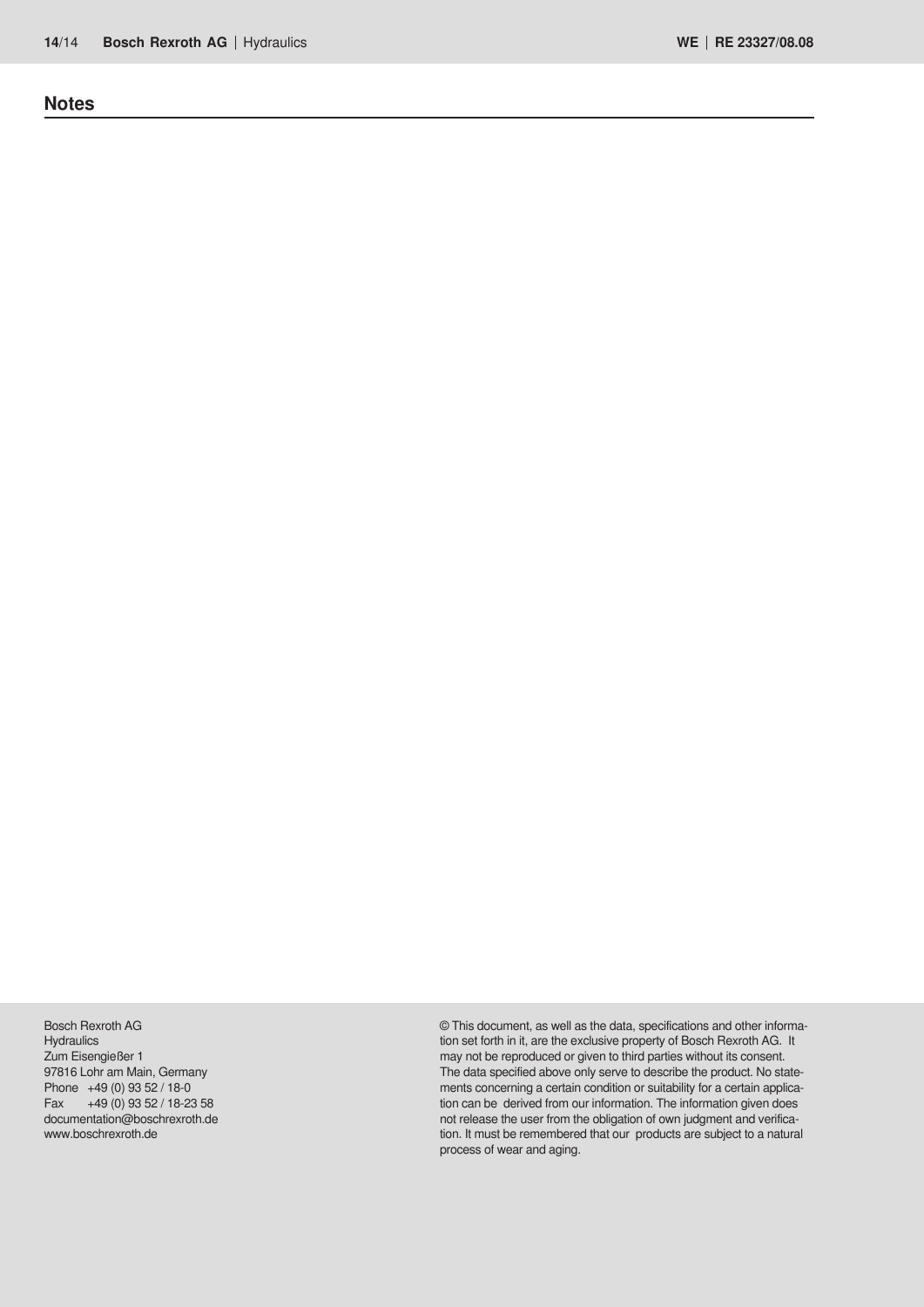## Notes

Bosch Rexroth AG
Hydraulics
Zum Eisengießer 1
97816 Lohr am Main, Germany
Phone +49 (0) 93 52 / 18-0
Fax +49 (0) 93 52 / 18-23 58
documentation@boschrexroth.de
www.boschrexroth.de

© This document, as well as the data, specifications and other information set forth in it, are the exclusive property of Bosch Rexroth AG. It may not be reproduced or given to third parties without its consent.
The data specified above only serve to describe the product. No statements concerning a certain condition or suitability for a certain application can be derived from our information. The information given does not release the user from the obligation of own judgment and verification. It must be remembered that our products are subject to a natural process of wear and aging.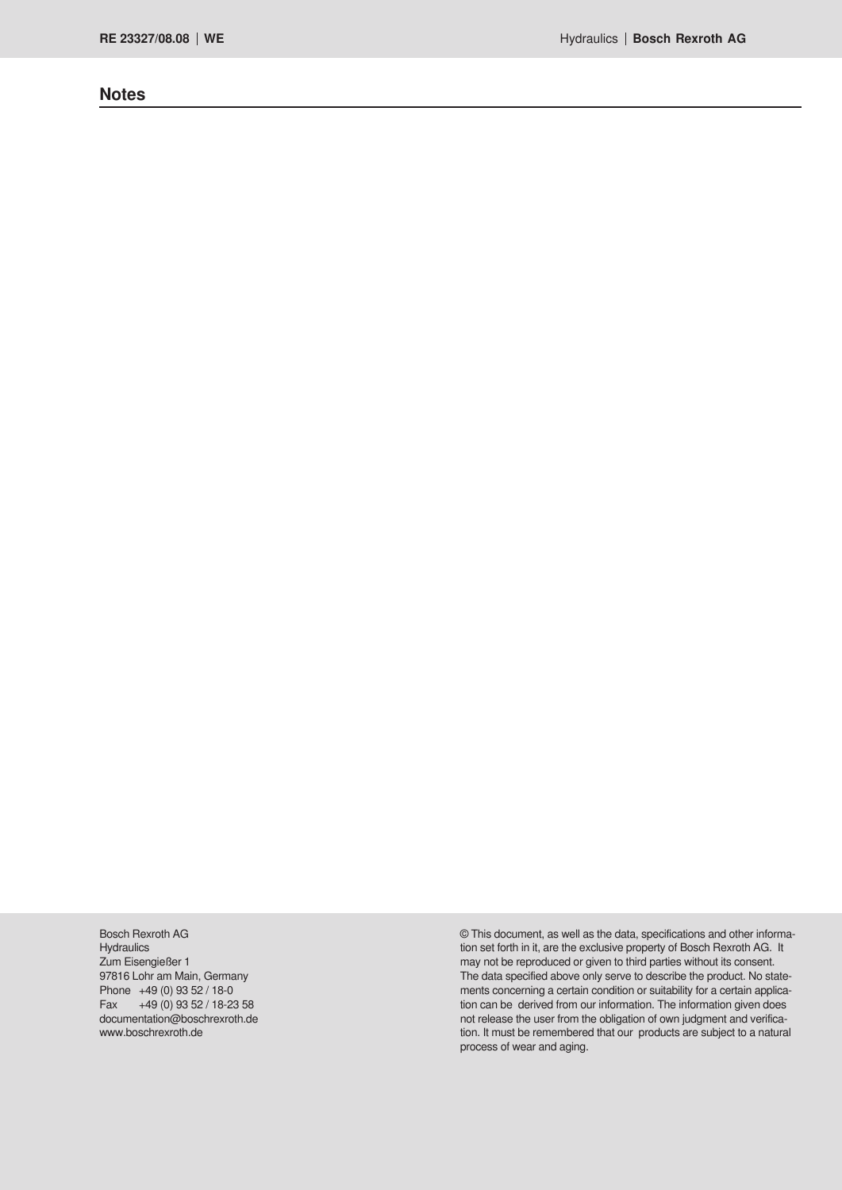## Notes

Bosch Rexroth AG
Hydraulics
Zum Eisengießer 1
97816 Lohr am Main, Germany
Phone +49 (0) 93 52 / 18-0
Fax +49 (0) 93 52 / 18-23 58
documentation@boschrexroth.de
www.boschrexroth.de

© This document, as well as the data, specifications and other information set forth in it, are the exclusive property of Bosch Rexroth AG. It may not be reproduced or given to third parties without its consent.
The data specified above only serve to describe the product. No statements concerning a certain condition or suitability for a certain application can be derived from our information. The information given does not release the user from the obligation of own judgment and verification. It must be remembered that our products are subject to a natural process of wear and aging.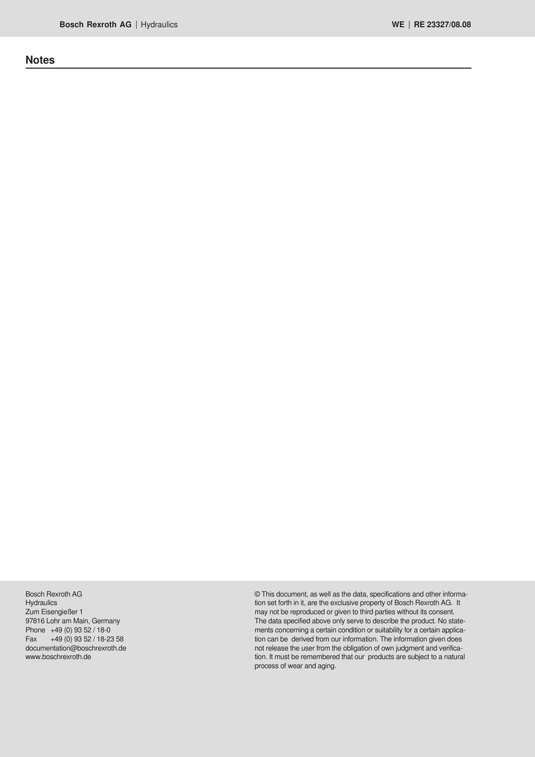## Notes

Bosch Rexroth AG
Hydraulics
Zum Eisengießer 1
97816 Lohr am Main, Germany
Phone +49 (0) 93 52 / 18-0
Fax +49 (0) 93 52 / 18-23 58
documentation@boschrexroth.de
www.boschrexroth.de

© This document, as well as the data, specifications and other information set forth in it, are the exclusive property of Bosch Rexroth AG. It may not be reproduced or given to third parties without its consent. The data specified above only serve to describe the product. No statements concerning a certain condition or suitability for a certain application can be derived from our information. The information given does not release the user from the obligation of own judgment and verification. It must be remembered that our products are subject to a natural process of wear and aging.